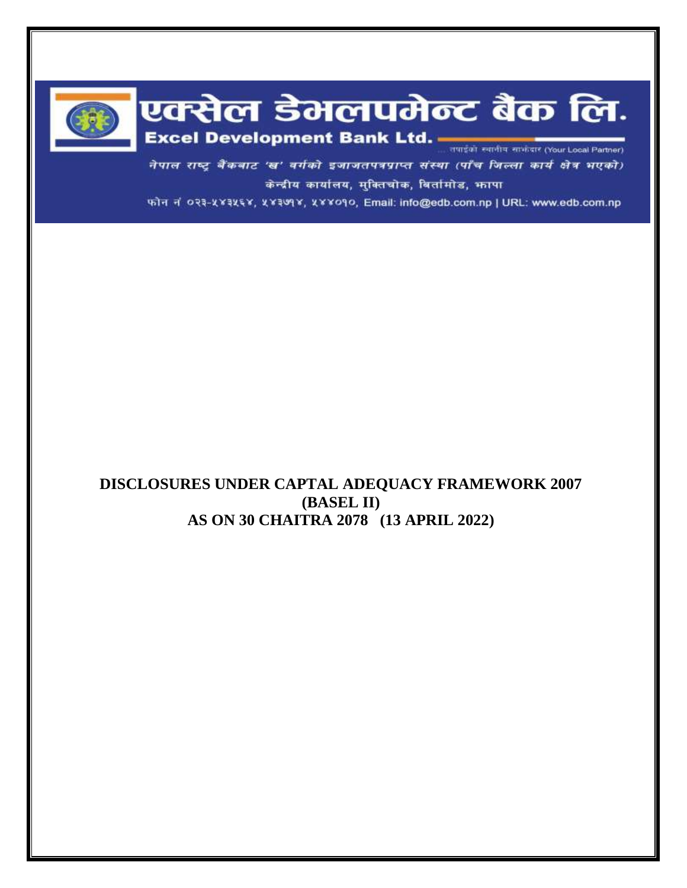# एक्सेल डेभलपमेन्ट बैंक लि.

**Excel Development Bank Ltd.**

... तपाईंको स्थानीय साझेदार (Your Local Partner)

*नेपाल राष्ट्र बैंकबाट 'ख' वर्गको इजाजतपत्रप्राप्त संस्था (पाँच जिल्ला कार्य क्षेत्र भएको)*

केन्द्रीय कार्यालय, मुक्तिचोक, बिर्तामोड, झापा

फोन नं ०२३-५४३५६४, ५४३७१४, ५४४०१०, Email: info@edb.com.np | URL: www.edb.com.np

**DISCLOSURES UNDER CAPTAL ADEQUACY FRAMEWORK 2007**

**(BASEL II)**

**AS ON 30 CHAITRA 2078 (13 APRIL 2022)**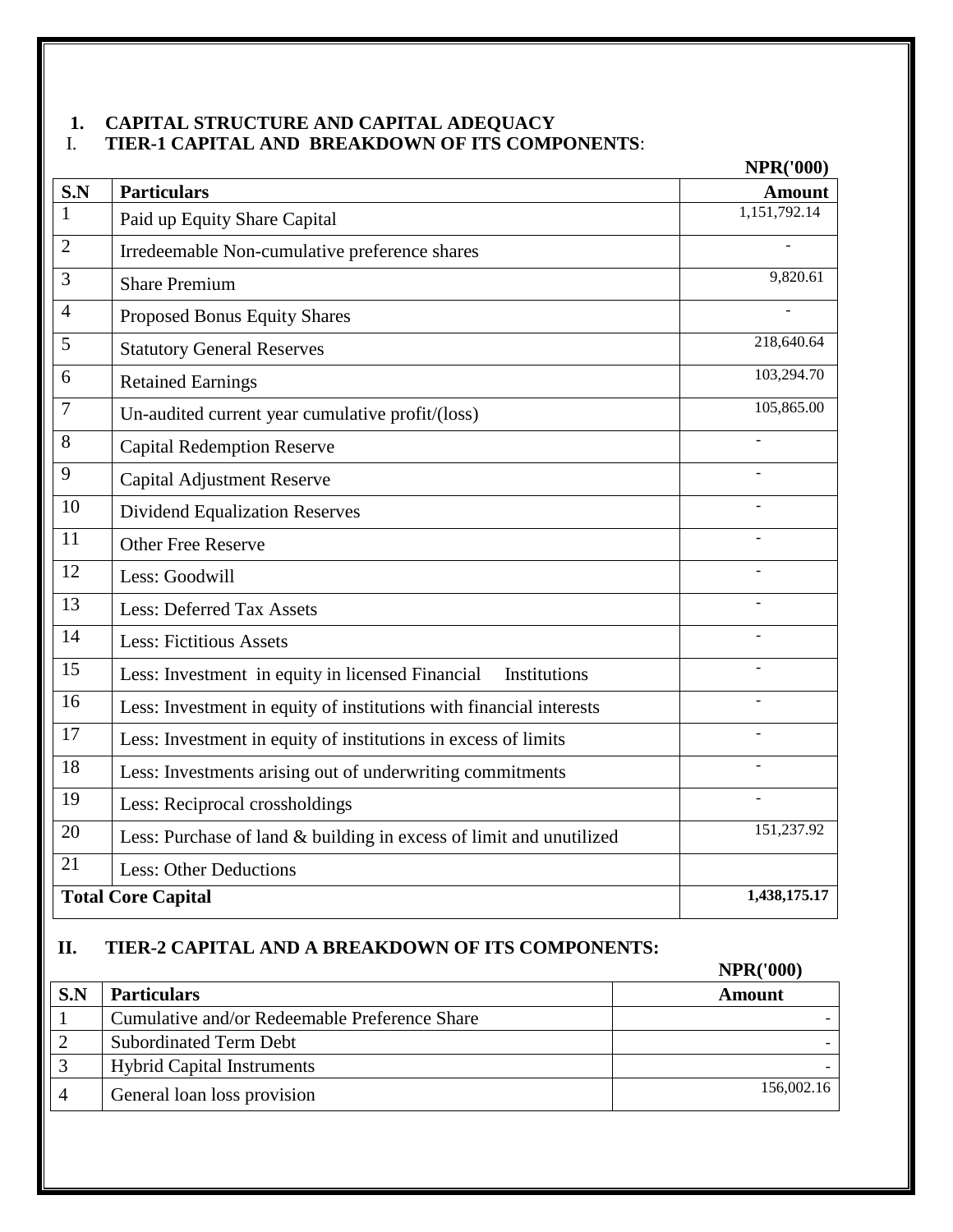## 1. CAPITAL STRUCTURE AND CAPITAL ADEQUACY

### I. TIER-1 CAPITAL AND BREAKDOWN OF ITS COMPONENTS:

NPR('000)

| S.N | Particulars | Amount |
|---|---|---|
| 1 | Paid up Equity Share Capital | 1,151,792.14 |
| 2 | Irredeemable Non-cumulative preference shares | - |
| 3 | Share Premium | 9,820.61 |
| 4 | Proposed Bonus Equity Shares | - |
| 5 | Statutory General Reserves | 218,640.64 |
| 6 | Retained Earnings | 103,294.70 |
| 7 | Un-audited current year cumulative profit/(loss) | 105,865.00 |
| 8 | Capital Redemption Reserve | - |
| 9 | Capital Adjustment Reserve | - |
| 10 | Dividend Equalization Reserves | - |
| 11 | Other Free Reserve | - |
| 12 | Less: Goodwill | - |
| 13 | Less: Deferred Tax Assets | - |
| 14 | Less: Fictitious Assets | - |
| 15 | Less: Investment in equity in licensed Financial Institutions | - |
| 16 | Less: Investment in equity of institutions with financial interests | - |
| 17 | Less: Investment in equity of institutions in excess of limits | - |
| 18 | Less: Investments arising out of underwriting commitments | - |
| 19 | Less: Reciprocal crossholdings | - |
| 20 | Less: Purchase of land & building in excess of limit and unutilized | 151,237.92 |
| 21 | Less: Other Deductions | |
| **Total Core Capital** | | **1,438,175.17** |

### II. TIER-2 CAPITAL AND A BREAKDOWN OF ITS COMPONENTS:

NPR('000)

| S.N | Particulars | Amount |
|---|---|---|
| 1 | Cumulative and/or Redeemable Preference Share | - |
| 2 | Subordinated Term Debt | - |
| 3 | Hybrid Capital Instruments | - |
| 4 | General loan loss provision | 156,002.16 |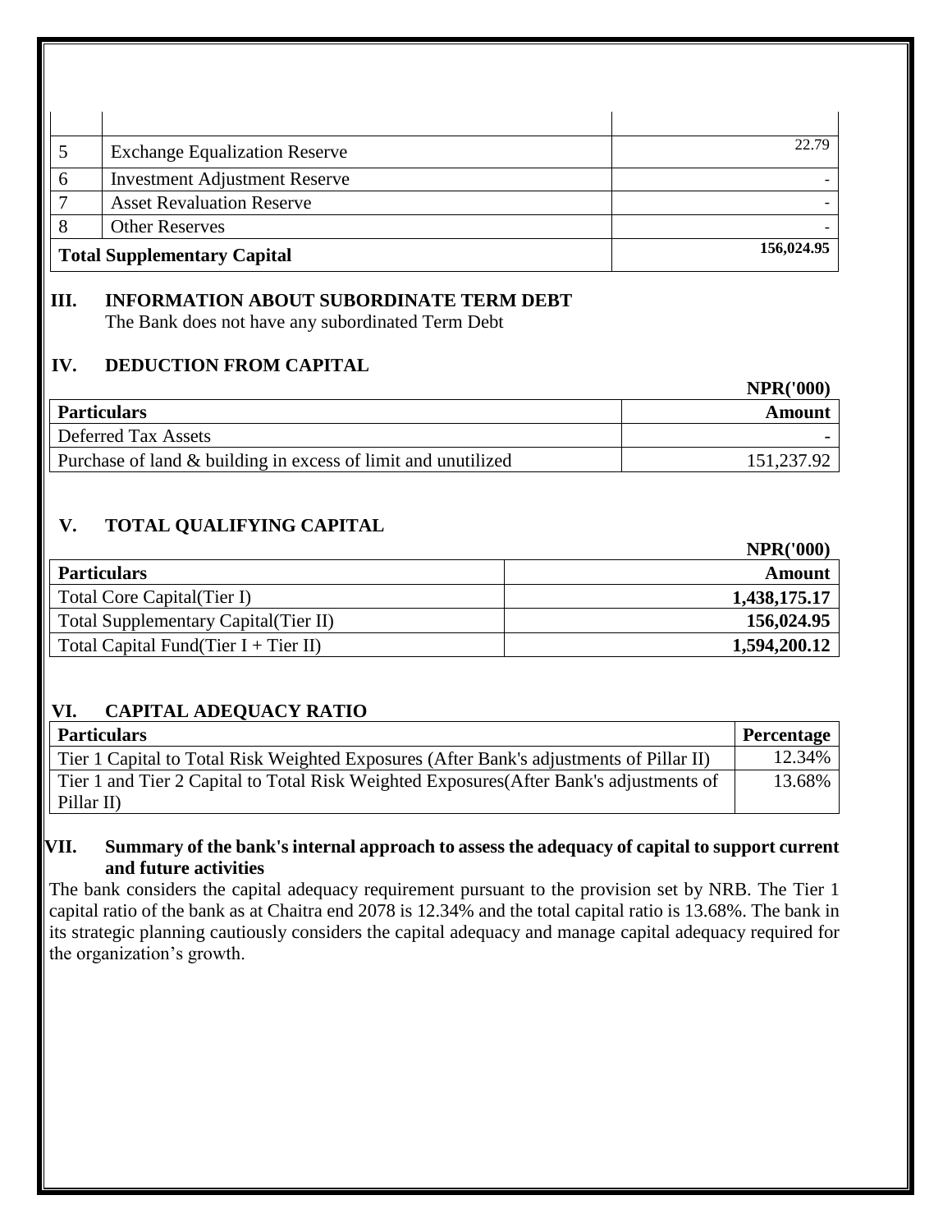| | | |
|---|---|---|
| | | |
| 5 | Exchange Equalization Reserve | 22.79 |
| 6 | Investment Adjustment Reserve | - |
| 7 | Asset Revaluation Reserve | - |
| 8 | Other Reserves | - |
| **Total Supplementary Capital** | | **156,024.95** |

## III. INFORMATION ABOUT SUBORDINATE TERM DEBT

The Bank does not have any subordinated Term Debt

## IV. DEDUCTION FROM CAPITAL

**NPR('000)**

| **Particulars** | **Amount** |
|---|---|
| Deferred Tax Assets | - |
| Purchase of land & building in excess of limit and unutilized | 151,237.92 |

## V. TOTAL QUALIFYING CAPITAL

**NPR('000)**

| **Particulars** | **Amount** |
|---|---|
| Total Core Capital(Tier I) | **1,438,175.17** |
| Total Supplementary Capital(Tier II) | **156,024.95** |
| Total Capital Fund(Tier I + Tier II) | **1,594,200.12** |

## VI. CAPITAL ADEQUACY RATIO

| **Particulars** | **Percentage** |
|---|---|
| Tier 1 Capital to Total Risk Weighted Exposures (After Bank's adjustments of Pillar II) | 12.34% |
| Tier 1 and Tier 2 Capital to Total Risk Weighted Exposures(After Bank's adjustments of Pillar II) | 13.68% |

## VII. Summary of the bank's internal approach to assess the adequacy of capital to support current and future activities

The bank considers the capital adequacy requirement pursuant to the provision set by NRB. The Tier 1 capital ratio of the bank as at Chaitra end 2078 is 12.34% and the total capital ratio is 13.68%. The bank in its strategic planning cautiously considers the capital adequacy and manage capital adequacy required for the organization's growth.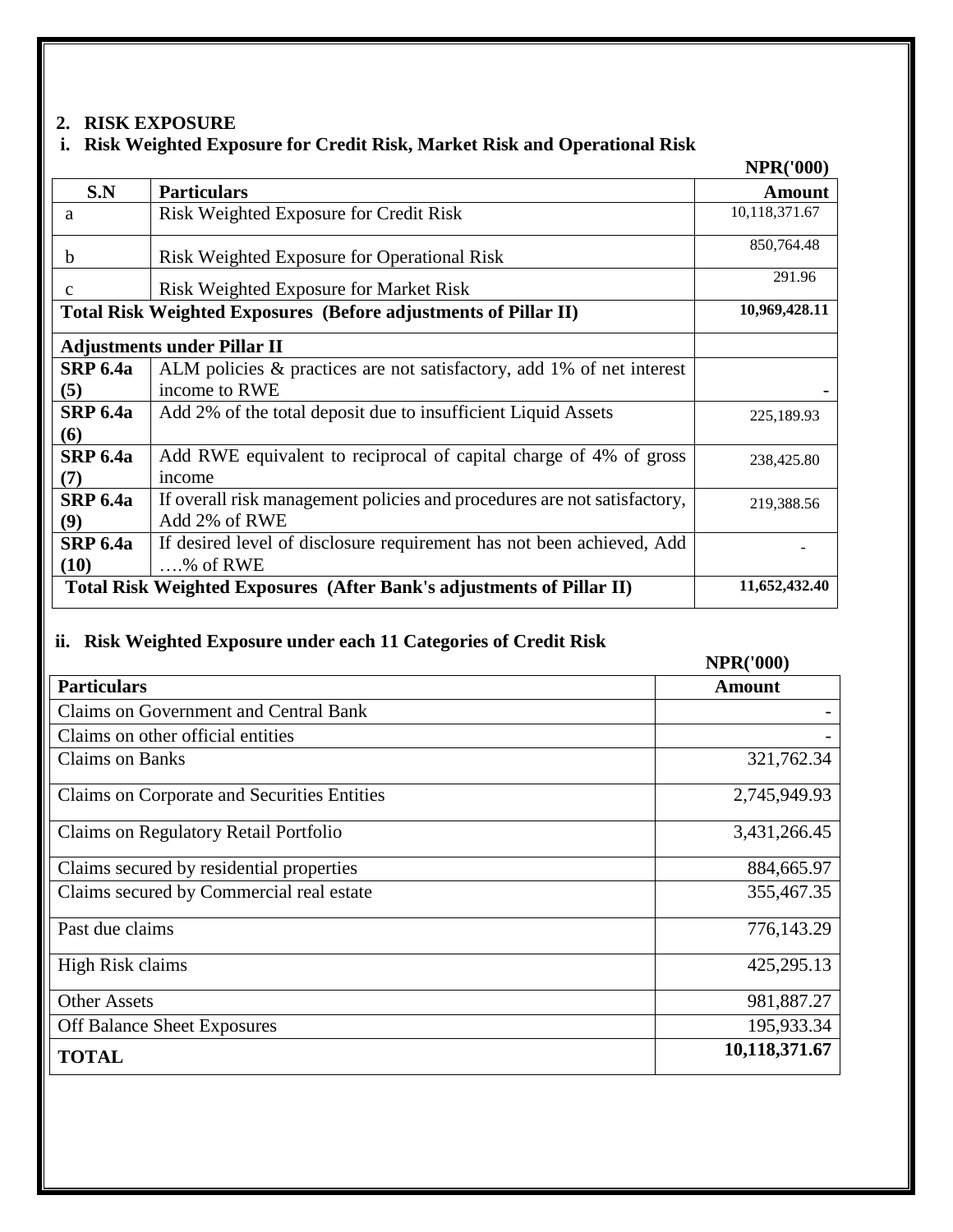## 2. RISK EXPOSURE

### i. Risk Weighted Exposure for Credit Risk, Market Risk and Operational Risk

NPR('000)

| S.N | Particulars | Amount |
|---|---|---|
| a | Risk Weighted Exposure for Credit Risk | 10,118,371.67 |
| b | Risk Weighted Exposure for Operational Risk | 850,764.48 |
| c | Risk Weighted Exposure for Market Risk | 291.96 |
| **Total Risk Weighted Exposures (Before adjustments of Pillar II)** | | **10,969,428.11** |
| **Adjustments under Pillar II** | | |
| **SRP 6.4a (5)** | ALM policies & practices are not satisfactory, add 1% of net interest income to RWE | - |
| **SRP 6.4a (6)** | Add 2% of the total deposit due to insufficient Liquid Assets | 225,189.93 |
| **SRP 6.4a (7)** | Add RWE equivalent to reciprocal of capital charge of 4% of gross income | 238,425.80 |
| **SRP 6.4a (9)** | If overall risk management policies and procedures are not satisfactory, Add 2% of RWE | 219,388.56 |
| **SRP 6.4a (10)** | If desired level of disclosure requirement has not been achieved, Add ….% of RWE | - |
| **Total Risk Weighted Exposures (After Bank's adjustments of Pillar II)** | | **11,652,432.40** |

### ii. Risk Weighted Exposure under each 11 Categories of Credit Risk

NPR('000)

| Particulars | Amount |
|---|---|
| Claims on Government and Central Bank | - |
| Claims on other official entities | - |
| Claims on Banks | 321,762.34 |
| Claims on Corporate and Securities Entities | 2,745,949.93 |
| Claims on Regulatory Retail Portfolio | 3,431,266.45 |
| Claims secured by residential properties | 884,665.97 |
| Claims secured by Commercial real estate | 355,467.35 |
| Past due claims | 776,143.29 |
| High Risk claims | 425,295.13 |
| Other Assets | 981,887.27 |
| Off Balance Sheet Exposures | 195,933.34 |
| **TOTAL** | **10,118,371.67** |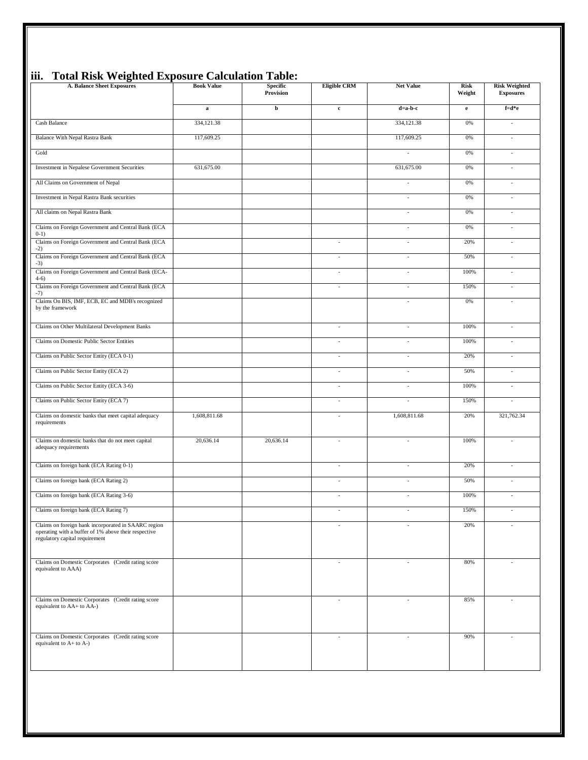## iii. Total Risk Weighted Exposure Calculation Table:

| A. Balance Sheet Exposures | Book Value | Specific Provision | Eligible CRM | Net Value | Risk Weight | Risk Weighted Exposures |
|---|---|---|---|---|---|---|
| | a | b | c | d=a-b-c | e | f=d*e |
| Cash Balance | 334,121.38 | | | 334,121.38 | 0% | - |
| Balance With Nepal Rastra Bank | 117,609.25 | | | 117,609.25 | 0% | - |
| Gold | | | | - | 0% | - |
| Investment in Nepalese Government Securities | 631,675.00 | | | 631,675.00 | 0% | - |
| All Claims on Government of Nepal | | | | - | 0% | - |
| Investment in Nepal Rastra Bank securities | | | | - | 0% | - |
| All claims on Nepal Rastra Bank | | | | - | 0% | - |
| Claims on Foreign Government and Central Bank (ECA 0-1) | | | | - | 0% | - |
| Claims on Foreign Government and Central Bank (ECA -2) | | | - | - | 20% | - |
| Claims on Foreign Government and Central Bank (ECA -3) | | | - | - | 50% | - |
| Claims on Foreign Government and Central Bank (ECA-4-6) | | | - | - | 100% | - |
| Claims on Foreign Government and Central Bank (ECA -7) | | | - | - | 150% | - |
| Claims On BIS, IMF, ECB, EC and MDB's recognized by the framework | | | | - | 0% | - |
| Claims on Other Multilateral Development Banks | | | - | - | 100% | - |
| Claims on Domestic Public Sector Entities | | | - | - | 100% | - |
| Claims on Public Sector Entity (ECA 0-1) | | | - | - | 20% | - |
| Claims on Public Sector Entity (ECA 2) | | | - | - | 50% | - |
| Claims on Public Sector Entity (ECA 3-6) | | | - | - | 100% | - |
| Claims on Public Sector Entity (ECA 7) | | | - | - | 150% | - |
| Claims on domestic banks that meet capital adequacy requirements | 1,608,811.68 | | - | 1,608,811.68 | 20% | 321,762.34 |
| Claims on domestic banks that do not meet capital adequacy requirements | 20,636.14 | 20,636.14 | - | - | 100% | - |
| Claims on foreign bank (ECA Rating 0-1) | | | - | - | 20% | - |
| Claims on foreign bank (ECA Rating 2) | | | - | - | 50% | - |
| Claims on foreign bank (ECA Rating 3-6) | | | - | - | 100% | - |
| Claims on foreign bank (ECA Rating 7) | | | - | - | 150% | - |
| Claims on foreign bank incorporated in SAARC region operating with a buffer of 1% above their respective regulatory capital requirement | | | - | - | 20% | - |
| Claims on Domestic Corporates (Credit rating score equivalent to AAA) | | | - | - | 80% | - |
| Claims on Domestic Corporates (Credit rating score equivalent to AA+ to AA-) | | | - | - | 85% | - |
| Claims on Domestic Corporates (Credit rating score equivalent to A+ to A-) | | | - | - | 90% | - |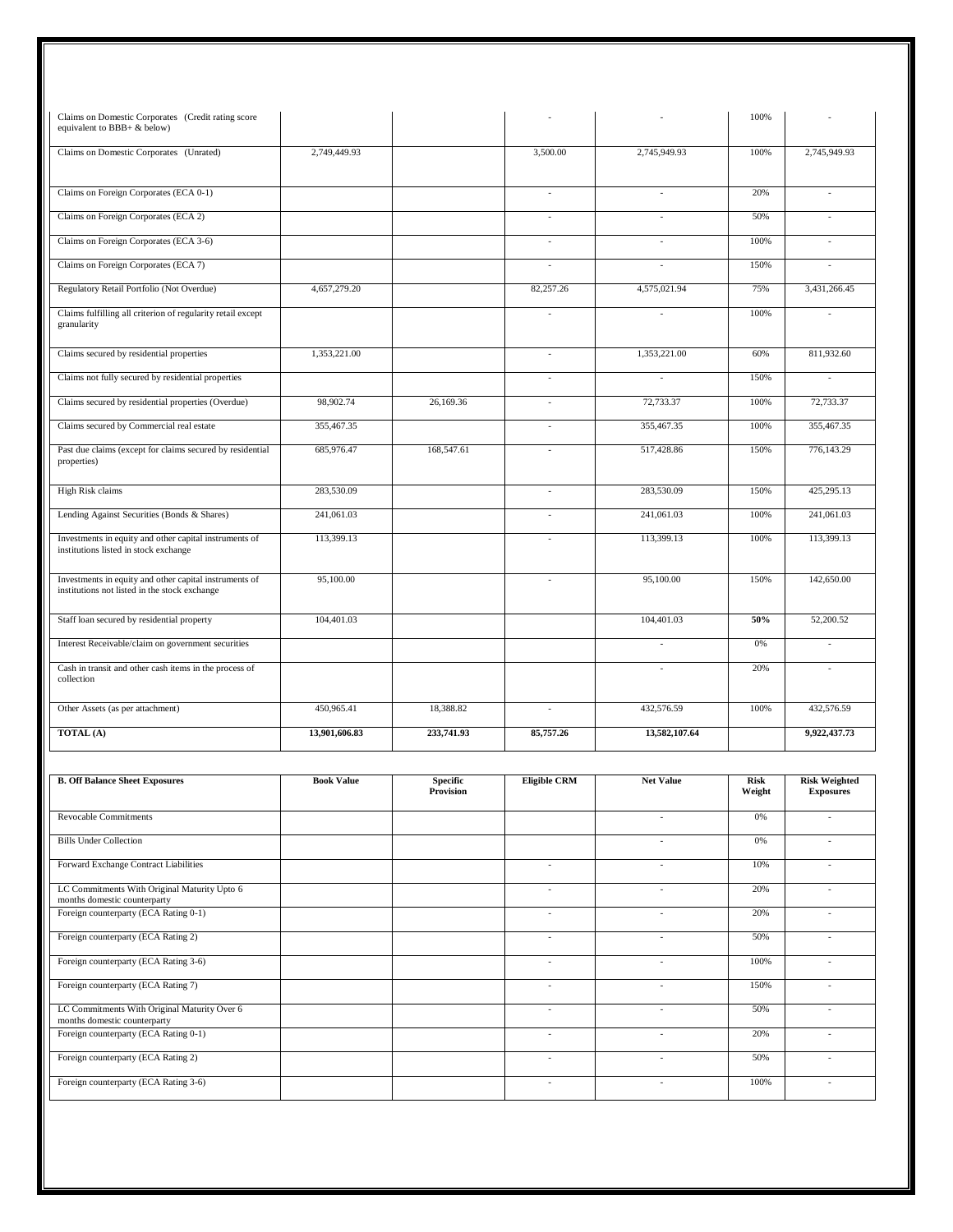| | | | | | | |
|---|---|---|---|---|---|---|
| Claims on Domestic Corporates (Credit rating score equivalent to BBB+ & below) | | | - | - | 100% | - |
| Claims on Domestic Corporates (Unrated) | 2,749,449.93 | | 3,500.00 | 2,745,949.93 | 100% | 2,745,949.93 |
| Claims on Foreign Corporates (ECA 0-1) | | | - | - | 20% | - |
| Claims on Foreign Corporates (ECA 2) | | | - | - | 50% | - |
| Claims on Foreign Corporates (ECA 3-6) | | | - | - | 100% | - |
| Claims on Foreign Corporates (ECA 7) | | | - | - | 150% | - |
| Regulatory Retail Portfolio (Not Overdue) | 4,657,279.20 | | 82,257.26 | 4,575,021.94 | 75% | 3,431,266.45 |
| Claims fulfilling all criterion of regularity retail except granularity | | | - | - | 100% | - |
| Claims secured by residential properties | 1,353,221.00 | | - | 1,353,221.00 | 60% | 811,932.60 |
| Claims not fully secured by residential properties | | | - | - | 150% | - |
| Claims secured by residential properties (Overdue) | 98,902.74 | 26,169.36 | - | 72,733.37 | 100% | 72,733.37 |
| Claims secured by Commercial real estate | 355,467.35 | | - | 355,467.35 | 100% | 355,467.35 |
| Past due claims (except for claims secured by residential properties) | 685,976.47 | 168,547.61 | - | 517,428.86 | 150% | 776,143.29 |
| High Risk claims | 283,530.09 | | - | 283,530.09 | 150% | 425,295.13 |
| Lending Against Securities (Bonds & Shares) | 241,061.03 | | - | 241,061.03 | 100% | 241,061.03 |
| Investments in equity and other capital instruments of institutions listed in stock exchange | 113,399.13 | | - | 113,399.13 | 100% | 113,399.13 |
| Investments in equity and other capital instruments of institutions not listed in the stock exchange | 95,100.00 | | - | 95,100.00 | 150% | 142,650.00 |
| Staff loan secured by residential property | 104,401.03 | | | 104,401.03 | **50%** | 52,200.52 |
| Interest Receivable/claim on government securities | | | | - | 0% | - |
| Cash in transit and other cash items in the process of collection | | | | - | 20% | - |
| Other Assets (as per attachment) | 450,965.41 | 18,388.82 | - | 432,576.59 | 100% | 432,576.59 |
| **TOTAL (A)** | **13,901,606.83** | **233,741.93** | **85,757.26** | **13,582,107.64** | | **9,922,437.73** |

| **B. Off Balance Sheet Exposures** | **Book Value** | **Specific Provision** | **Eligible CRM** | **Net Value** | **Risk Weight** | **Risk Weighted Exposures** |
|---|---|---|---|---|---|---|
| Revocable Commitments | | | | - | 0% | - |
| Bills Under Collection | | | | - | 0% | - |
| Forward Exchange Contract Liabilities | | | - | - | 10% | - |
| LC Commitments With Original Maturity Upto 6 months domestic counterparty | | | - | - | 20% | - |
| Foreign counterparty (ECA Rating 0-1) | | | - | - | 20% | - |
| Foreign counterparty (ECA Rating 2) | | | - | - | 50% | - |
| Foreign counterparty (ECA Rating 3-6) | | | - | - | 100% | - |
| Foreign counterparty (ECA Rating 7) | | | - | - | 150% | - |
| LC Commitments With Original Maturity Over 6 months domestic counterparty | | | - | - | 50% | - |
| Foreign counterparty (ECA Rating 0-1) | | | - | - | 20% | - |
| Foreign counterparty (ECA Rating 2) | | | - | - | 50% | - |
| Foreign counterparty (ECA Rating 3-6) | | | - | - | 100% | - |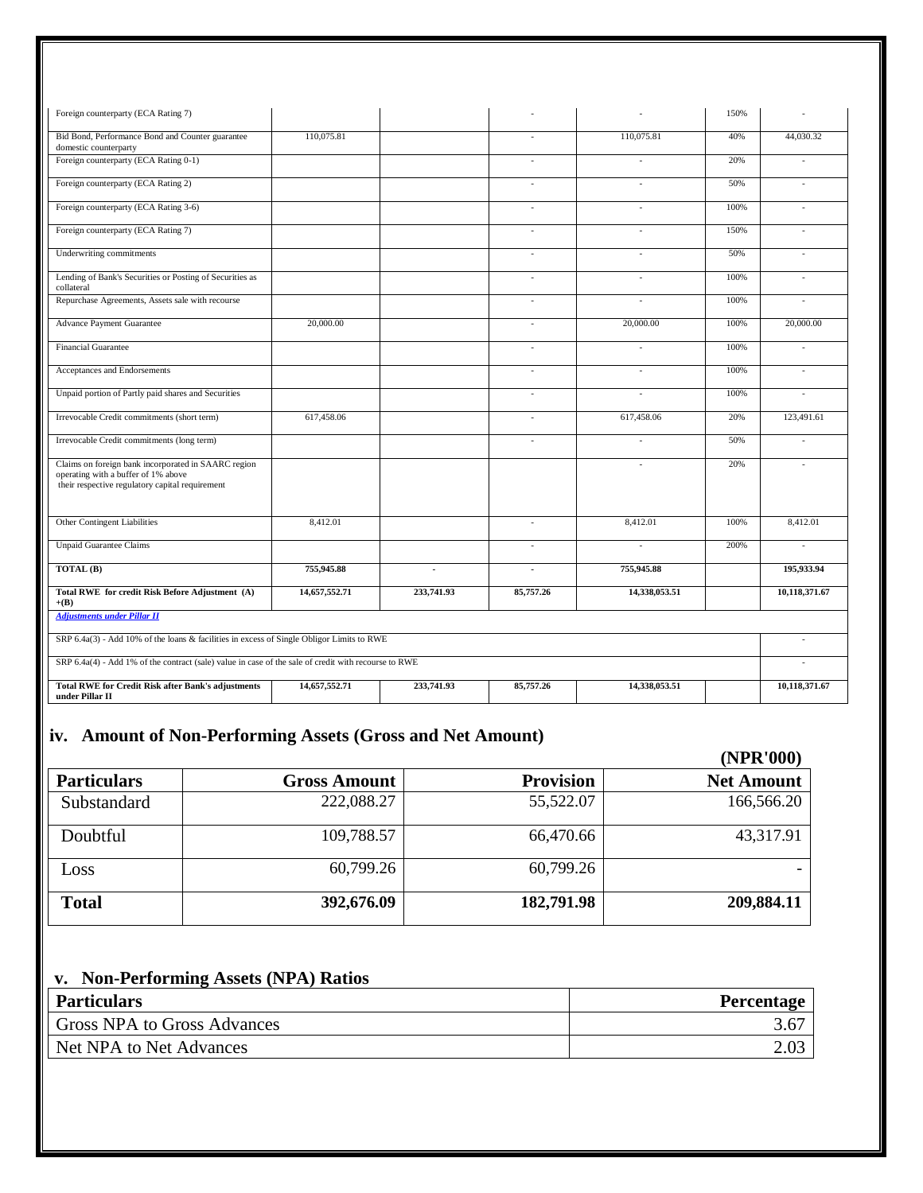| Foreign counterparty (ECA Rating 7) | | | - | - | 150% | - |
|---|---|---|---|---|---|---|
| Bid Bond, Performance Bond and Counter guarantee domestic counterparty | 110,075.81 | | - | 110,075.81 | 40% | 44,030.32 |
| Foreign counterparty (ECA Rating 0-1) | | | - | - | 20% | - |
| Foreign counterparty (ECA Rating 2) | | | - | - | 50% | - |
| Foreign counterparty (ECA Rating 3-6) | | | - | - | 100% | - |
| Foreign counterparty (ECA Rating 7) | | | - | - | 150% | - |
| Underwriting commitments | | | - | - | 50% | - |
| Lending of Bank's Securities or Posting of Securities as collateral | | | - | - | 100% | - |
| Repurchase Agreements, Assets sale with recourse | | | - | - | 100% | - |
| Advance Payment Guarantee | 20,000.00 | | - | 20,000.00 | 100% | 20,000.00 |
| Financial Guarantee | | | - | - | 100% | - |
| Acceptances and Endorsements | | | - | - | 100% | - |
| Unpaid portion of Partly paid shares and Securities | | | - | - | 100% | - |
| Irrevocable Credit commitments (short term) | 617,458.06 | | - | 617,458.06 | 20% | 123,491.61 |
| Irrevocable Credit commitments (long term) | | | - | - | 50% | - |
| Claims on foreign bank incorporated in SAARC region operating with a buffer of 1% above their respective regulatory capital requirement | | | | - | 20% | - |
| Other Contingent Liabilities | 8,412.01 | | - | 8,412.01 | 100% | 8,412.01 |
| Unpaid Guarantee Claims | | | - | - | 200% | - |
| **TOTAL (B)** | **755,945.88** | **-** | **-** | **755,945.88** | | **195,933.94** |
| **Total RWE for credit Risk Before Adjustment (A) +(B)** | **14,657,552.71** | **233,741.93** | **85,757.26** | **14,338,053.51** | | **10,118,371.67** |
| ***Adjustments under Pillar II*** | | | | | | |
| SRP 6.4a(3) - Add 10% of the loans & facilities in excess of Single Obligor Limits to RWE | | | | | | - |
| SRP 6.4a(4) - Add 1% of the contract (sale) value in case of the sale of credit with recourse to RWE | | | | | | - |
| **Total RWE for Credit Risk after Bank's adjustments under Pillar II** | **14,657,552.71** | **233,741.93** | **85,757.26** | **14,338,053.51** | | **10,118,371.67** |

## iv. Amount of Non-Performing Assets (Gross and Net Amount)

**(NPR'000)**

| Particulars | Gross Amount | Provision | Net Amount |
|---|---|---|---|
| Substandard | 222,088.27 | 55,522.07 | 166,566.20 |
| Doubtful | 109,788.57 | 66,470.66 | 43,317.91 |
| Loss | 60,799.26 | 60,799.26 | - |
| **Total** | **392,676.09** | **182,791.98** | **209,884.11** |

## v. Non-Performing Assets (NPA) Ratios

| Particulars | Percentage |
|---|---|
| Gross NPA to Gross Advances | 3.67 |
| Net NPA to Net Advances | 2.03 |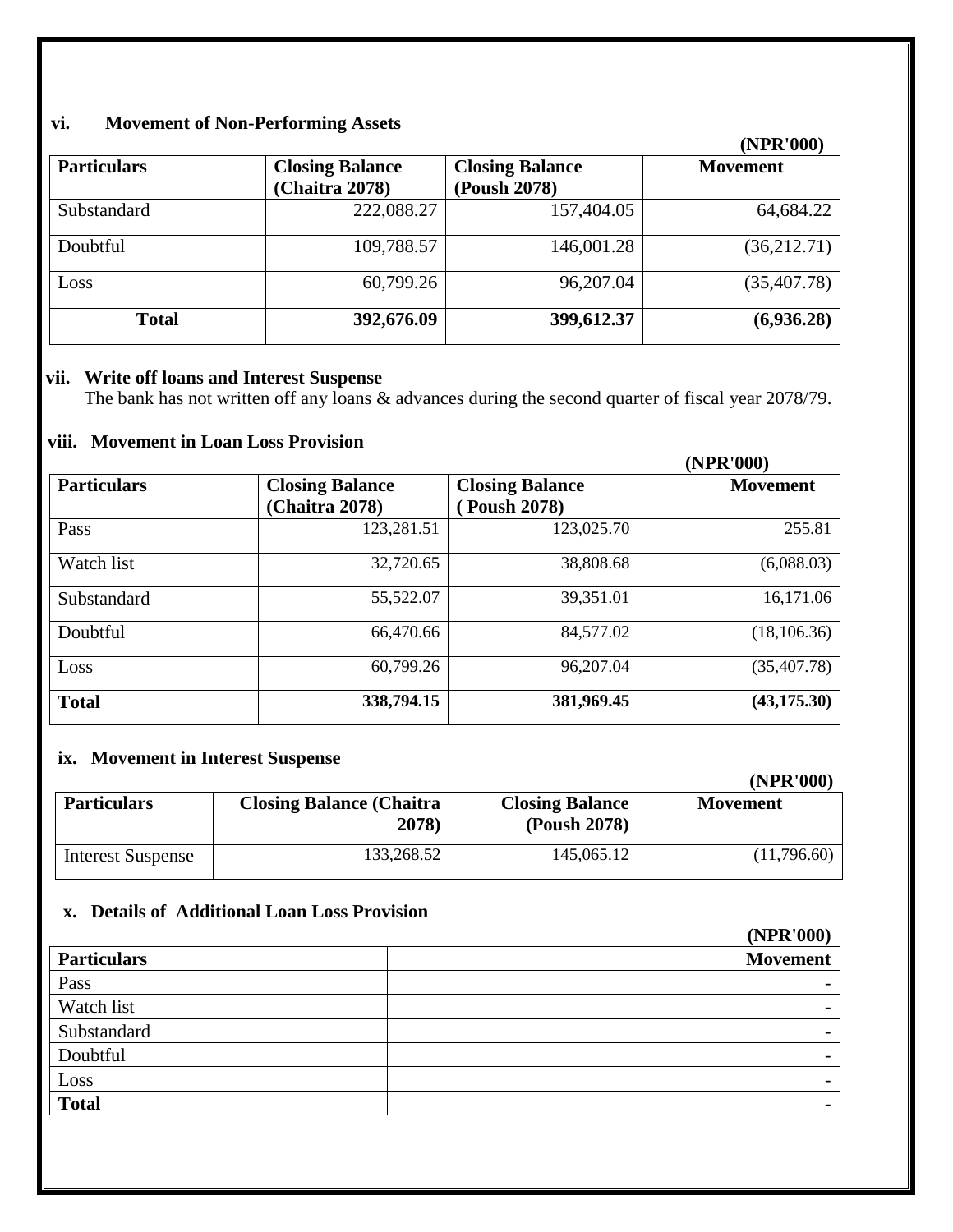### vi. Movement of Non-Performing Assets

(NPR'000)

| Particulars | Closing Balance (Chaitra 2078) | Closing Balance (Poush 2078) | Movement |
|---|---|---|---|
| Substandard | 222,088.27 | 157,404.05 | 64,684.22 |
| Doubtful | 109,788.57 | 146,001.28 | (36,212.71) |
| Loss | 60,799.26 | 96,207.04 | (35,407.78) |
| **Total** | **392,676.09** | **399,612.37** | **(6,936.28)** |

### vii. Write off loans and Interest Suspense

The bank has not written off any loans & advances during the second quarter of fiscal year 2078/79.

### viii. Movement in Loan Loss Provision

(NPR'000)

| Particulars | Closing Balance (Chaitra 2078) | Closing Balance ( Poush 2078) | Movement |
|---|---|---|---|
| Pass | 123,281.51 | 123,025.70 | 255.81 |
| Watch list | 32,720.65 | 38,808.68 | (6,088.03) |
| Substandard | 55,522.07 | 39,351.01 | 16,171.06 |
| Doubtful | 66,470.66 | 84,577.02 | (18,106.36) |
| Loss | 60,799.26 | 96,207.04 | (35,407.78) |
| **Total** | **338,794.15** | **381,969.45** | **(43,175.30)** |

### ix. Movement in Interest Suspense

(NPR'000)

| Particulars | Closing Balance (Chaitra 2078) | Closing Balance (Poush 2078) | Movement |
|---|---|---|---|
| Interest Suspense | 133,268.52 | 145,065.12 | (11,796.60) |

### x. Details of Additional Loan Loss Provision

(NPR'000)

| Particulars | Movement |
|---|---|
| Pass | - |
| Watch list | - |
| Substandard | - |
| Doubtful | - |
| Loss | - |
| **Total** | - |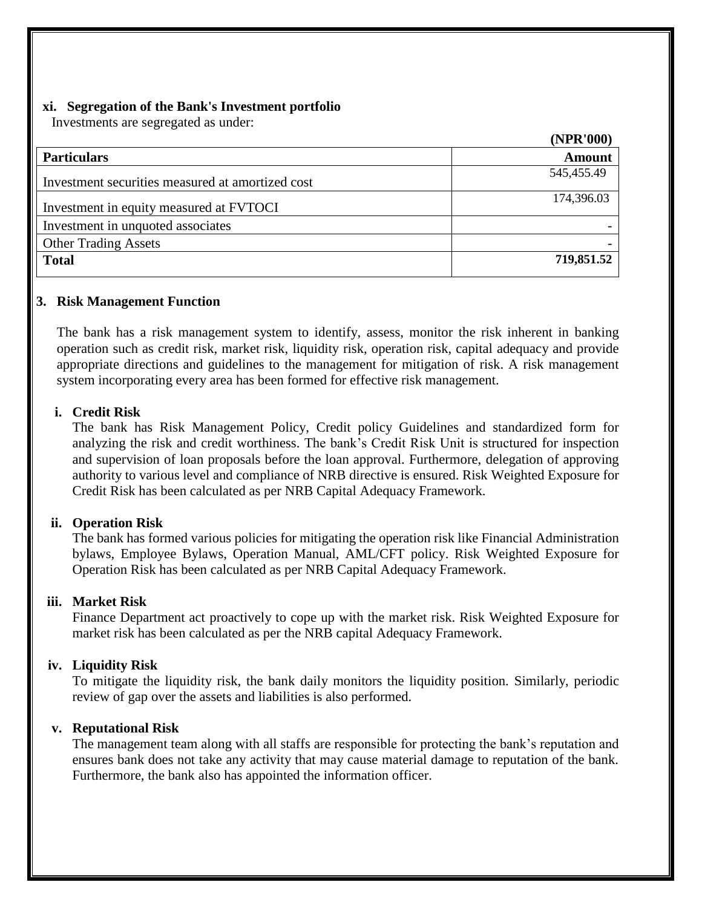### xi. Segregation of the Bank's Investment portfolio

Investments are segregated as under:

(NPR'000)

| Particulars | Amount |
|---|---|
| Investment securities measured at amortized cost | 545,455.49 |
| Investment in equity measured at FVTOCI | 174,396.03 |
| Investment in unquoted associates | - |
| Other Trading Assets | - |
| **Total** | **719,851.52** |

## 3. Risk Management Function

The bank has a risk management system to identify, assess, monitor the risk inherent in banking operation such as credit risk, market risk, liquidity risk, operation risk, capital adequacy and provide appropriate directions and guidelines to the management for mitigation of risk. A risk management system incorporating every area has been formed for effective risk management.

### i. Credit Risk

The bank has Risk Management Policy, Credit policy Guidelines and standardized form for analyzing the risk and credit worthiness. The bank's Credit Risk Unit is structured for inspection and supervision of loan proposals before the loan approval. Furthermore, delegation of approving authority to various level and compliance of NRB directive is ensured. Risk Weighted Exposure for Credit Risk has been calculated as per NRB Capital Adequacy Framework.

### ii. Operation Risk

The bank has formed various policies for mitigating the operation risk like Financial Administration bylaws, Employee Bylaws, Operation Manual, AML/CFT policy. Risk Weighted Exposure for Operation Risk has been calculated as per NRB Capital Adequacy Framework.

### iii. Market Risk

Finance Department act proactively to cope up with the market risk. Risk Weighted Exposure for market risk has been calculated as per the NRB capital Adequacy Framework.

### iv. Liquidity Risk

To mitigate the liquidity risk, the bank daily monitors the liquidity position. Similarly, periodic review of gap over the assets and liabilities is also performed.

### v. Reputational Risk

The management team along with all staffs are responsible for protecting the bank's reputation and ensures bank does not take any activity that may cause material damage to reputation of the bank. Furthermore, the bank also has appointed the information officer.